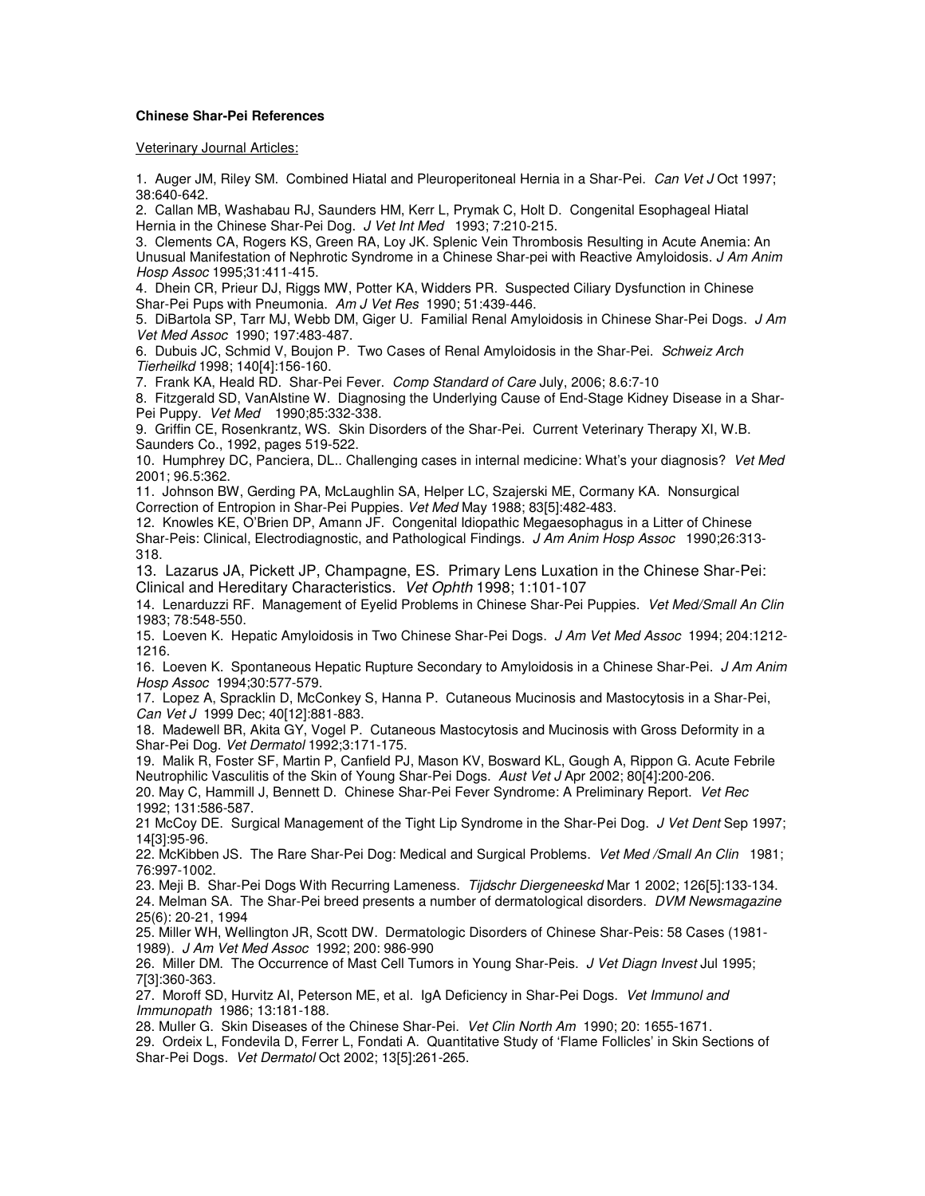**Chinese Shar-Pei References**

Veterinary Journal Articles:

1. Auger JM, Riley SM. Combined Hiatal and Pleuroperitoneal Hernia in a Shar-Pei. *Can Vet J* Oct 1997; 38:640-642.
2. Callan MB, Washabau RJ, Saunders HM, Kerr L, Prymak C, Holt D. Congenital Esophageal Hiatal Hernia in the Chinese Shar-Pei Dog. *J Vet Int Med* 1993; 7:210-215.
3. Clements CA, Rogers KS, Green RA, Loy JK. Splenic Vein Thrombosis Resulting in Acute Anemia: An Unusual Manifestation of Nephrotic Syndrome in a Chinese Shar-pei with Reactive Amyloidosis. *J Am Anim Hosp Assoc* 1995;31:411-415.
4. Dhein CR, Prieur DJ, Riggs MW, Potter KA, Widders PR. Suspected Ciliary Dysfunction in Chinese Shar-Pei Pups with Pneumonia. *Am J Vet Res* 1990; 51:439-446.
5. DiBartola SP, Tarr MJ, Webb DM, Giger U. Familial Renal Amyloidosis in Chinese Shar-Pei Dogs. *J Am Vet Med Assoc* 1990; 197:483-487.
6. Dubuis JC, Schmid V, Boujon P. Two Cases of Renal Amyloidosis in the Shar-Pei. *Schweiz Arch Tierheilkd* 1998; 140[4]:156-160.
7. Frank KA, Heald RD. Shar-Pei Fever. *Comp Standard of Care* July, 2006; 8.6:7-10
8. Fitzgerald SD, VanAlstine W. Diagnosing the Underlying Cause of End-Stage Kidney Disease in a Shar-Pei Puppy. *Vet Med* 1990;85:332-338.
9. Griffin CE, Rosenkrantz, WS. Skin Disorders of the Shar-Pei. Current Veterinary Therapy XI, W.B. Saunders Co., 1992, pages 519-522.
10. Humphrey DC, Panciera, DL.. Challenging cases in internal medicine: What's your diagnosis? *Vet Med* 2001; 96.5:362.
11. Johnson BW, Gerding PA, McLaughlin SA, Helper LC, Szajerski ME, Cormany KA. Nonsurgical Correction of Entropion in Shar-Pei Puppies. *Vet Med* May 1988; 83[5]:482-483.
12. Knowles KE, O'Brien DP, Amann JF. Congenital Idiopathic Megaesophagus in a Litter of Chinese Shar-Peis: Clinical, Electrodiagnostic, and Pathological Findings. *J Am Anim Hosp Assoc* 1990;26:313-318.
13. Lazarus JA, Pickett JP, Champagne, ES. Primary Lens Luxation in the Chinese Shar-Pei: Clinical and Hereditary Characteristics. *Vet Ophth* 1998; 1:101-107
14. Lenarduzzi RF. Management of Eyelid Problems in Chinese Shar-Pei Puppies. *Vet Med/Small An Clin* 1983; 78:548-550.
15. Loeven K. Hepatic Amyloidosis in Two Chinese Shar-Pei Dogs. *J Am Vet Med Assoc* 1994; 204:1212-1216.
16. Loeven K. Spontaneous Hepatic Rupture Secondary to Amyloidosis in a Chinese Shar-Pei. *J Am Anim Hosp Assoc* 1994;30:577-579.
17. Lopez A, Spracklin D, McConkey S, Hanna P. Cutaneous Mucinosis and Mastocytosis in a Shar-Pei, *Can Vet J* 1999 Dec; 40[12]:881-883.
18. Madewell BR, Akita GY, Vogel P. Cutaneous Mastocytosis and Mucinosis with Gross Deformity in a Shar-Pei Dog. *Vet Dermatol* 1992;3:171-175.
19. Malik R, Foster SF, Martin P, Canfield PJ, Mason KV, Bosward KL, Gough A, Rippon G. Acute Febrile Neutrophilic Vasculitis of the Skin of Young Shar-Pei Dogs. *Aust Vet J* Apr 2002; 80[4]:200-206.
20. May C, Hammill J, Bennett D. Chinese Shar-Pei Fever Syndrome: A Preliminary Report. *Vet Rec* 1992; 131:586-587.
21 McCoy DE. Surgical Management of the Tight Lip Syndrome in the Shar-Pei Dog. *J Vet Dent* Sep 1997; 14[3]:95-96.
22. McKibben JS. The Rare Shar-Pei Dog: Medical and Surgical Problems. *Vet Med /Small An Clin* 1981; 76:997-1002.
23. Meji B. Shar-Pei Dogs With Recurring Lameness. *Tijdschr Diergeneeskd* Mar 1 2002; 126[5]:133-134.
24. Melman SA. The Shar-Pei breed presents a number of dermatological disorders. *DVM Newsmagazine* 25(6): 20-21, 1994
25. Miller WH, Wellington JR, Scott DW. Dermatologic Disorders of Chinese Shar-Peis: 58 Cases (1981-1989). *J Am Vet Med Assoc* 1992; 200: 986-990
26. Miller DM. The Occurrence of Mast Cell Tumors in Young Shar-Peis. *J Vet Diagn Invest* Jul 1995; 7[3]:360-363.
27. Moroff SD, Hurvitz AI, Peterson ME, et al. IgA Deficiency in Shar-Pei Dogs. *Vet Immunol and Immunopath* 1986; 13:181-188.
28. Muller G. Skin Diseases of the Chinese Shar-Pei. *Vet Clin North Am* 1990; 20: 1655-1671.
29. Ordeix L, Fondevila D, Ferrer L, Fondati A. Quantitative Study of 'Flame Follicles' in Skin Sections of Shar-Pei Dogs. *Vet Dermatol* Oct 2002; 13[5]:261-265.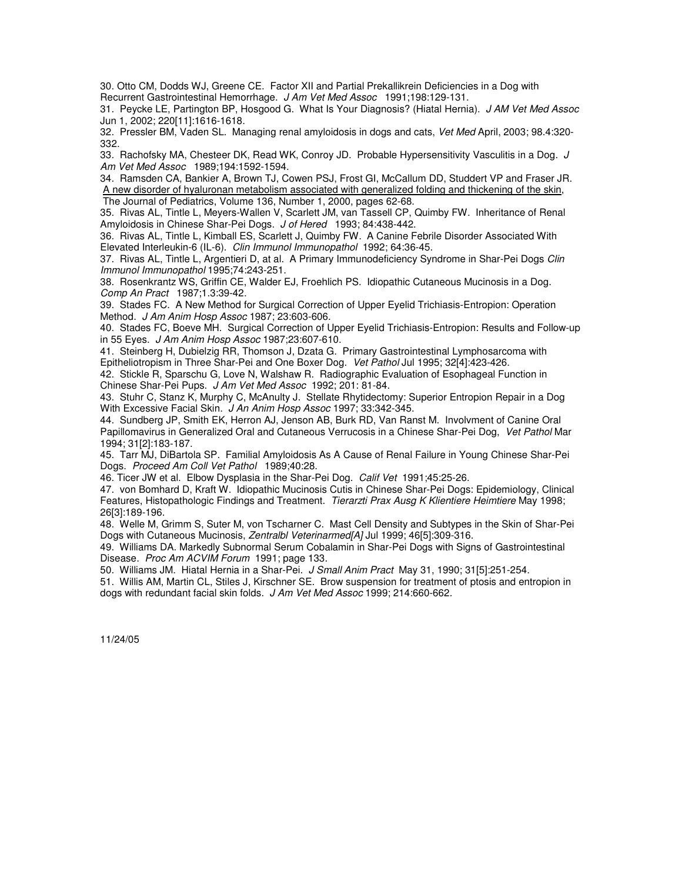30. Otto CM, Dodds WJ, Greene CE. Factor XII and Partial Prekallikrein Deficiencies in a Dog with Recurrent Gastrointestinal Hemorrhage. *J Am Vet Med Assoc* 1991;198:129-131.

31. Peycke LE, Partington BP, Hosgood G. What Is Your Diagnosis? (Hiatal Hernia). *J AM Vet Med Assoc* Jun 1, 2002; 220[11]:1616-1618.

32. Pressler BM, Vaden SL. Managing renal amyloidosis in dogs and cats, *Vet Med* April, 2003; 98.4:320-332.

33. Rachofsky MA, Chesteer DK, Read WK, Conroy JD. Probable Hypersensitivity Vasculitis in a Dog. *J Am Vet Med Assoc* 1989;194:1592-1594.

34. Ramsden CA, Bankier A, Brown TJ, Cowen PSJ, Frost GI, McCallum DD, Studdert VP and Fraser JR. A new disorder of hyaluronan metabolism associated with generalized folding and thickening of the skin, The Journal of Pediatrics, Volume 136, Number 1, 2000, pages 62-68.

35. Rivas AL, Tintle L, Meyers-Wallen V, Scarlett JM, van Tassell CP, Quimby FW. Inheritance of Renal Amyloidosis in Chinese Shar-Pei Dogs. *J of Hered* 1993; 84:438-442.

36. Rivas AL, Tintle L, Kimball ES, Scarlett J, Quimby FW. A Canine Febrile Disorder Associated With Elevated Interleukin-6 (IL-6). *Clin Immunol Immunopathol* 1992; 64:36-45.

37. Rivas AL, Tintle L, Argentieri D, at al. A Primary Immunodeficiency Syndrome in Shar-Pei Dogs *Clin Immunol Immunopathol* 1995;74:243-251.

38. Rosenkrantz WS, Griffin CE, Walder EJ, Froehlich PS. Idiopathic Cutaneous Mucinosis in a Dog. *Comp An Pract* 1987;1.3:39-42.

39. Stades FC. A New Method for Surgical Correction of Upper Eyelid Trichiasis-Entropion: Operation Method. *J Am Anim Hosp Assoc* 1987; 23:603-606.

40. Stades FC, Boeve MH. Surgical Correction of Upper Eyelid Trichiasis-Entropion: Results and Follow-up in 55 Eyes. *J Am Anim Hosp Assoc* 1987;23:607-610.

41. Steinberg H, Dubielzig RR, Thomson J, Dzata G. Primary Gastrointestinal Lymphosarcoma with Epitheliotropism in Three Shar-Pei and One Boxer Dog. *Vet Pathol* Jul 1995; 32[4]:423-426.

42. Stickle R, Sparschu G, Love N, Walshaw R. Radiographic Evaluation of Esophageal Function in Chinese Shar-Pei Pups. *J Am Vet Med Assoc* 1992; 201: 81-84.

43. Stuhr C, Stanz K, Murphy C, McAnulty J. Stellate Rhytidectomy: Superior Entropion Repair in a Dog With Excessive Facial Skin. *J An Anim Hosp Assoc* 1997; 33:342-345.

44. Sundberg JP, Smith EK, Herron AJ, Jenson AB, Burk RD, Van Ranst M. Involvment of Canine Oral Papillomavirus in Generalized Oral and Cutaneous Verrucosis in a Chinese Shar-Pei Dog, *Vet Pathol* Mar 1994; 31[2]:183-187.

45. Tarr MJ, DiBartola SP. Familial Amyloidosis As A Cause of Renal Failure in Young Chinese Shar-Pei Dogs. *Proceed Am Coll Vet Pathol* 1989;40:28.

46. Ticer JW et al. Elbow Dysplasia in the Shar-Pei Dog. *Calif Vet* 1991;45:25-26.

47. von Bomhard D, Kraft W. Idiopathic Mucinosis Cutis in Chinese Shar-Pei Dogs: Epidemiology, Clinical Features, Histopathologic Findings and Treatment. *Tierarzti Prax Ausg K Klientiere Heimtiere* May 1998; 26[3]:189-196.

48. Welle M, Grimm S, Suter M, von Tscharner C. Mast Cell Density and Subtypes in the Skin of Shar-Pei Dogs with Cutaneous Mucinosis, *Zentralbl Veterinarmed[A]* Jul 1999; 46[5]:309-316.

49. Williams DA. Markedly Subnormal Serum Cobalamin in Shar-Pei Dogs with Signs of Gastrointestinal Disease. *Proc Am ACVIM Forum* 1991; page 133.

50. Williams JM. Hiatal Hernia in a Shar-Pei. *J Small Anim Pract* May 31, 1990; 31[5]:251-254.

51. Willis AM, Martin CL, Stiles J, Kirschner SE. Brow suspension for treatment of ptosis and entropion in dogs with redundant facial skin folds. *J Am Vet Med Assoc* 1999; 214:660-662.

11/24/05